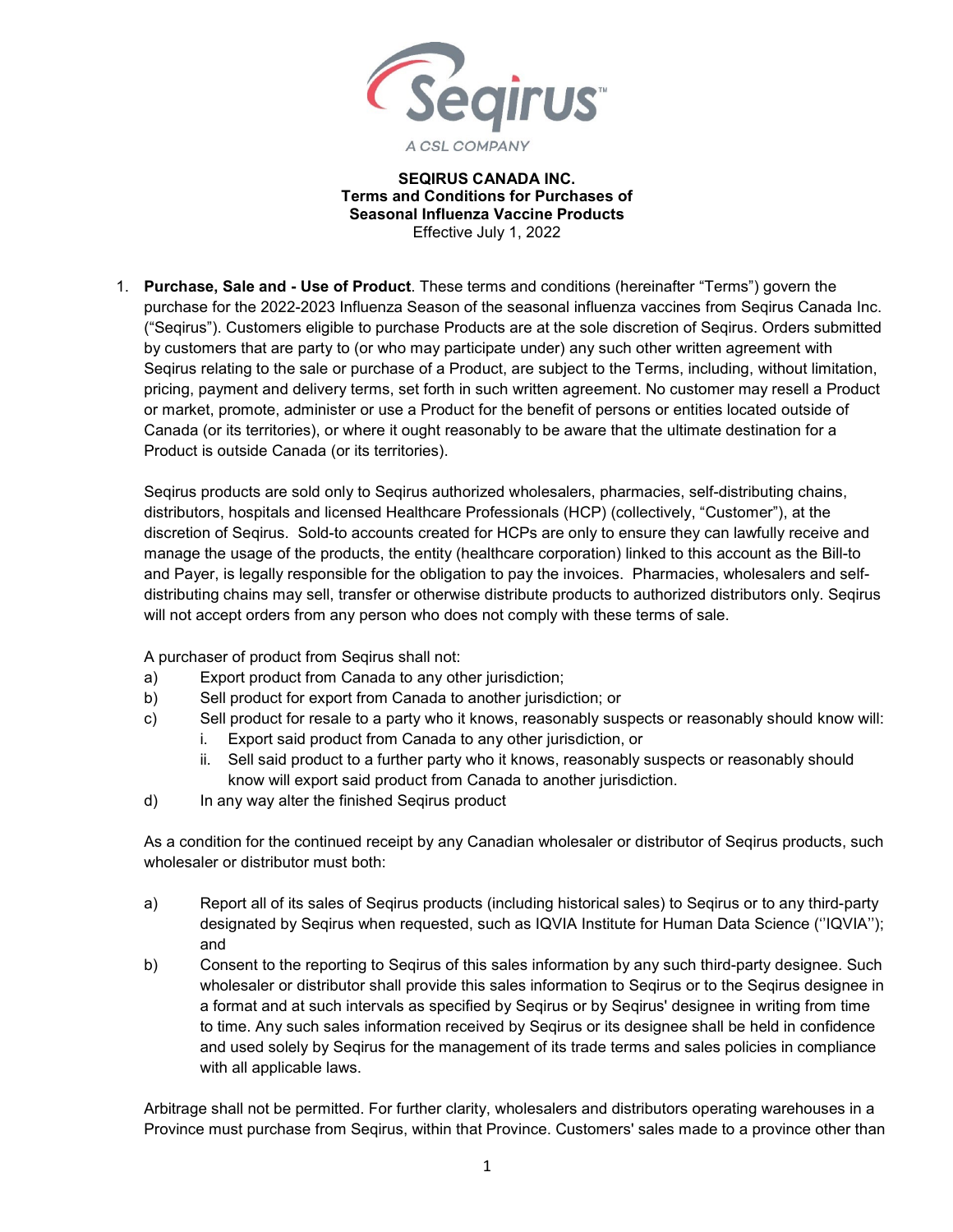**SEQIRUS CANADA INC.**
**Terms and Conditions for Purchases of Seasonal Influenza Vaccine Products**
Effective July 1, 2022

1. **Purchase, Sale and - Use of Product**. These terms and conditions (hereinafter "Terms") govern the purchase for the 2022-2023 Influenza Season of the seasonal influenza vaccines from Seqirus Canada Inc. ("Seqirus"). Customers eligible to purchase Products are at the sole discretion of Seqirus. Orders submitted by customers that are party to (or who may participate under) any such other written agreement with Seqirus relating to the sale or purchase of a Product, are subject to the Terms, including, without limitation, pricing, payment and delivery terms, set forth in such written agreement. No customer may resell a Product or market, promote, administer or use a Product for the benefit of persons or entities located outside of Canada (or its territories), or where it ought reasonably to be aware that the ultimate destination for a Product is outside Canada (or its territories).

   Seqirus products are sold only to Seqirus authorized wholesalers, pharmacies, self-distributing chains, distributors, hospitals and licensed Healthcare Professionals (HCP) (collectively, "Customer"), at the discretion of Seqirus. Sold-to accounts created for HCPs are only to ensure they can lawfully receive and manage the usage of the products, the entity (healthcare corporation) linked to this account as the Bill-to and Payer, is legally responsible for the obligation to pay the invoices. Pharmacies, wholesalers and self-distributing chains may sell, transfer or otherwise distribute products to authorized distributors only. Seqirus will not accept orders from any person who does not comply with these terms of sale.

   A purchaser of product from Seqirus shall not:

   a) Export product from Canada to any other jurisdiction;
   b) Sell product for export from Canada to another jurisdiction; or
   c) Sell product for resale to a party who it knows, reasonably suspects or reasonably should know will:
      i. Export said product from Canada to any other jurisdiction, or
      ii. Sell said product to a further party who it knows, reasonably suspects or reasonably should know will export said product from Canada to another jurisdiction.
   d) In any way alter the finished Seqirus product

   As a condition for the continued receipt by any Canadian wholesaler or distributor of Seqirus products, such wholesaler or distributor must both:

   a) Report all of its sales of Seqirus products (including historical sales) to Seqirus or to any third-party designated by Seqirus when requested, such as IQVIA Institute for Human Data Science (''IQVIA''); and
   b) Consent to the reporting to Seqirus of this sales information by any such third-party designee. Such wholesaler or distributor shall provide this sales information to Seqirus or to the Seqirus designee in a format and at such intervals as specified by Seqirus or by Seqirus' designee in writing from time to time. Any such sales information received by Seqirus or its designee shall be held in confidence and used solely by Seqirus for the management of its trade terms and sales policies in compliance with all applicable laws.

   Arbitrage shall not be permitted. For further clarity, wholesalers and distributors operating warehouses in a Province must purchase from Seqirus, within that Province. Customers' sales made to a province other than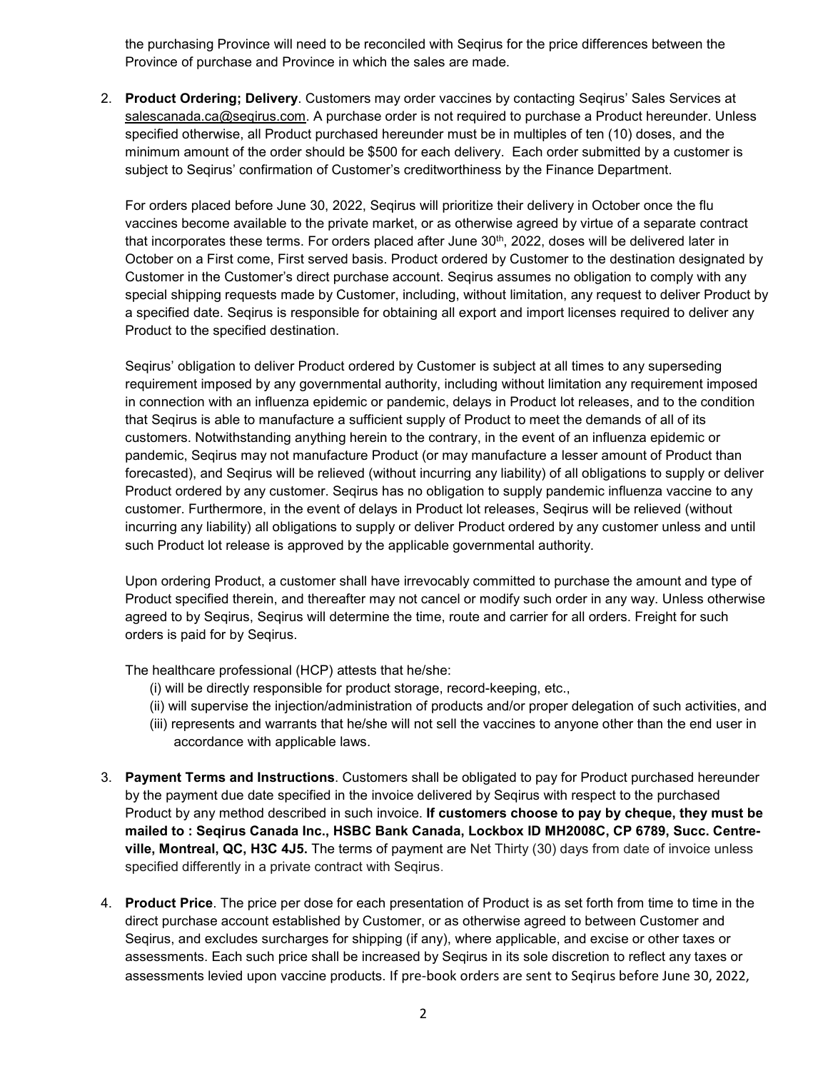the purchasing Province will need to be reconciled with Seqirus for the price differences between the Province of purchase and Province in which the sales are made.

2. **Product Ordering; Delivery**. Customers may order vaccines by contacting Seqirus' Sales Services at salescanada.ca@seqirus.com. A purchase order is not required to purchase a Product hereunder. Unless specified otherwise, all Product purchased hereunder must be in multiples of ten (10) doses, and the minimum amount of the order should be $500 for each delivery. Each order submitted by a customer is subject to Seqirus' confirmation of Customer's creditworthiness by the Finance Department.

   For orders placed before June 30, 2022, Seqirus will prioritize their delivery in October once the flu vaccines become available to the private market, or as otherwise agreed by virtue of a separate contract that incorporates these terms. For orders placed after June 30th, 2022, doses will be delivered later in October on a First come, First served basis. Product ordered by Customer to the destination designated by Customer in the Customer's direct purchase account. Seqirus assumes no obligation to comply with any special shipping requests made by Customer, including, without limitation, any request to deliver Product by a specified date. Seqirus is responsible for obtaining all export and import licenses required to deliver any Product to the specified destination.

   Seqirus' obligation to deliver Product ordered by Customer is subject at all times to any superseding requirement imposed by any governmental authority, including without limitation any requirement imposed in connection with an influenza epidemic or pandemic, delays in Product lot releases, and to the condition that Seqirus is able to manufacture a sufficient supply of Product to meet the demands of all of its customers. Notwithstanding anything herein to the contrary, in the event of an influenza epidemic or pandemic, Seqirus may not manufacture Product (or may manufacture a lesser amount of Product than forecasted), and Seqirus will be relieved (without incurring any liability) of all obligations to supply or deliver Product ordered by any customer. Seqirus has no obligation to supply pandemic influenza vaccine to any customer. Furthermore, in the event of delays in Product lot releases, Seqirus will be relieved (without incurring any liability) all obligations to supply or deliver Product ordered by any customer unless and until such Product lot release is approved by the applicable governmental authority.

   Upon ordering Product, a customer shall have irrevocably committed to purchase the amount and type of Product specified therein, and thereafter may not cancel or modify such order in any way. Unless otherwise agreed to by Seqirus, Seqirus will determine the time, route and carrier for all orders. Freight for such orders is paid for by Seqirus.

   The healthcare professional (HCP) attests that he/she:
   (i) will be directly responsible for product storage, record-keeping, etc.,
   (ii) will supervise the injection/administration of products and/or proper delegation of such activities, and
   (iii) represents and warrants that he/she will not sell the vaccines to anyone other than the end user in accordance with applicable laws.

3. **Payment Terms and Instructions**. Customers shall be obligated to pay for Product purchased hereunder by the payment due date specified in the invoice delivered by Seqirus with respect to the purchased Product by any method described in such invoice. **If customers choose to pay by cheque, they must be mailed to : Seqirus Canada Inc., HSBC Bank Canada, Lockbox ID MH2008C, CP 6789, Succ. Centre-ville, Montreal, QC, H3C 4J5.** The terms of payment are Net Thirty (30) days from date of invoice unless specified differently in a private contract with Seqirus.

4. **Product Price**. The price per dose for each presentation of Product is as set forth from time to time in the direct purchase account established by Customer, or as otherwise agreed to between Customer and Seqirus, and excludes surcharges for shipping (if any), where applicable, and excise or other taxes or assessments. Each such price shall be increased by Seqirus in its sole discretion to reflect any taxes or assessments levied upon vaccine products. If pre-book orders are sent to Seqirus before June 30, 2022,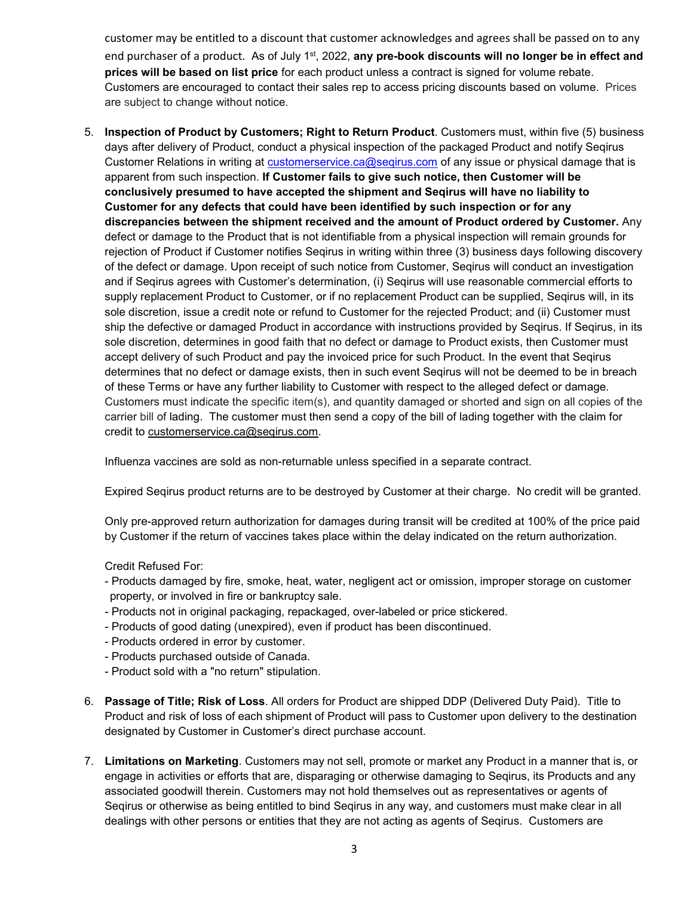customer may be entitled to a discount that customer acknowledges and agrees shall be passed on to any end purchaser of a product. As of July 1st, 2022, **any pre-book discounts will no longer be in effect and prices will be based on list price** for each product unless a contract is signed for volume rebate. Customers are encouraged to contact their sales rep to access pricing discounts based on volume. Prices are subject to change without notice.

5. **Inspection of Product by Customers; Right to Return Product**. Customers must, within five (5) business days after delivery of Product, conduct a physical inspection of the packaged Product and notify Seqirus Customer Relations in writing at customerservice.ca@seqirus.com of any issue or physical damage that is apparent from such inspection. **If Customer fails to give such notice, then Customer will be conclusively presumed to have accepted the shipment and Seqirus will have no liability to Customer for any defects that could have been identified by such inspection or for any discrepancies between the shipment received and the amount of Product ordered by Customer.** Any defect or damage to the Product that is not identifiable from a physical inspection will remain grounds for rejection of Product if Customer notifies Seqirus in writing within three (3) business days following discovery of the defect or damage. Upon receipt of such notice from Customer, Seqirus will conduct an investigation and if Seqirus agrees with Customer's determination, (i) Seqirus will use reasonable commercial efforts to supply replacement Product to Customer, or if no replacement Product can be supplied, Seqirus will, in its sole discretion, issue a credit note or refund to Customer for the rejected Product; and (ii) Customer must ship the defective or damaged Product in accordance with instructions provided by Seqirus. If Seqirus, in its sole discretion, determines in good faith that no defect or damage to Product exists, then Customer must accept delivery of such Product and pay the invoiced price for such Product. In the event that Seqirus determines that no defect or damage exists, then in such event Seqirus will not be deemed to be in breach of these Terms or have any further liability to Customer with respect to the alleged defect or damage. Customers must indicate the specific item(s), and quantity damaged or shorted and sign on all copies of the carrier bill of lading. The customer must then send a copy of the bill of lading together with the claim for credit to customerservice.ca@seqirus.com.

   Influenza vaccines are sold as non-returnable unless specified in a separate contract.

   Expired Seqirus product returns are to be destroyed by Customer at their charge. No credit will be granted.

   Only pre-approved return authorization for damages during transit will be credited at 100% of the price paid by Customer if the return of vaccines takes place within the delay indicated on the return authorization.

   Credit Refused For:
   - Products damaged by fire, smoke, heat, water, negligent act or omission, improper storage on customer property, or involved in fire or bankruptcy sale.
   - Products not in original packaging, repackaged, over-labeled or price stickered.
   - Products of good dating (unexpired), even if product has been discontinued.
   - Products ordered in error by customer.
   - Products purchased outside of Canada.
   - Product sold with a "no return" stipulation.

6. **Passage of Title; Risk of Loss**. All orders for Product are shipped DDP (Delivered Duty Paid). Title to Product and risk of loss of each shipment of Product will pass to Customer upon delivery to the destination designated by Customer in Customer's direct purchase account.

7. **Limitations on Marketing**. Customers may not sell, promote or market any Product in a manner that is, or engage in activities or efforts that are, disparaging or otherwise damaging to Seqirus, its Products and any associated goodwill therein. Customers may not hold themselves out as representatives or agents of Seqirus or otherwise as being entitled to bind Seqirus in any way, and customers must make clear in all dealings with other persons or entities that they are not acting as agents of Seqirus. Customers are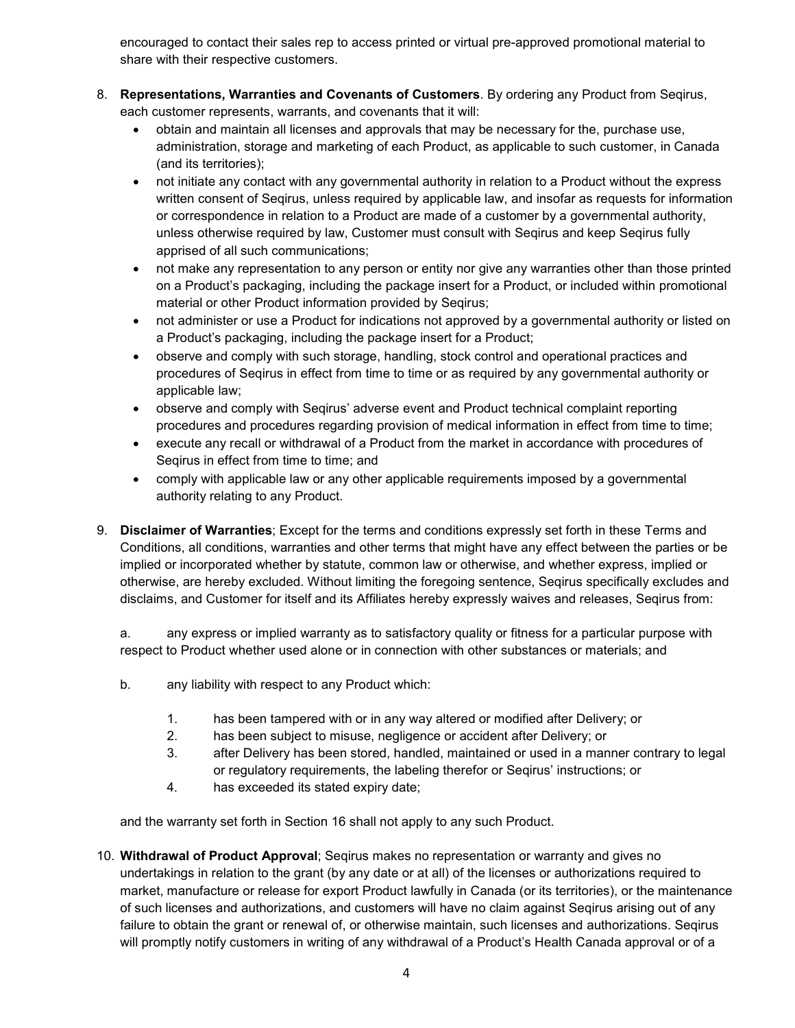encouraged to contact their sales rep to access printed or virtual pre-approved promotional material to share with their respective customers.

8. **Representations, Warranties and Covenants of Customers**. By ordering any Product from Seqirus, each customer represents, warrants, and covenants that it will:
   - obtain and maintain all licenses and approvals that may be necessary for the, purchase use, administration, storage and marketing of each Product, as applicable to such customer, in Canada (and its territories);
   - not initiate any contact with any governmental authority in relation to a Product without the express written consent of Seqirus, unless required by applicable law, and insofar as requests for information or correspondence in relation to a Product are made of a customer by a governmental authority, unless otherwise required by law, Customer must consult with Seqirus and keep Seqirus fully apprised of all such communications;
   - not make any representation to any person or entity nor give any warranties other than those printed on a Product's packaging, including the package insert for a Product, or included within promotional material or other Product information provided by Seqirus;
   - not administer or use a Product for indications not approved by a governmental authority or listed on a Product's packaging, including the package insert for a Product;
   - observe and comply with such storage, handling, stock control and operational practices and procedures of Seqirus in effect from time to time or as required by any governmental authority or applicable law;
   - observe and comply with Seqirus' adverse event and Product technical complaint reporting procedures and procedures regarding provision of medical information in effect from time to time;
   - execute any recall or withdrawal of a Product from the market in accordance with procedures of Seqirus in effect from time to time; and
   - comply with applicable law or any other applicable requirements imposed by a governmental authority relating to any Product.

9. **Disclaimer of Warranties**; Except for the terms and conditions expressly set forth in these Terms and Conditions, all conditions, warranties and other terms that might have any effect between the parties or be implied or incorporated whether by statute, common law or otherwise, and whether express, implied or otherwise, are hereby excluded. Without limiting the foregoing sentence, Seqirus specifically excludes and disclaims, and Customer for itself and its Affiliates hereby expressly waives and releases, Seqirus from:

   a. any express or implied warranty as to satisfactory quality or fitness for a particular purpose with respect to Product whether used alone or in connection with other substances or materials; and

   b. any liability with respect to any Product which:

      1. has been tampered with or in any way altered or modified after Delivery; or
      2. has been subject to misuse, negligence or accident after Delivery; or
      3. after Delivery has been stored, handled, maintained or used in a manner contrary to legal or regulatory requirements, the labeling therefor or Seqirus' instructions; or
      4. has exceeded its stated expiry date;

   and the warranty set forth in Section 16 shall not apply to any such Product.

10. **Withdrawal of Product Approval**; Seqirus makes no representation or warranty and gives no undertakings in relation to the grant (by any date or at all) of the licenses or authorizations required to market, manufacture or release for export Product lawfully in Canada (or its territories), or the maintenance of such licenses and authorizations, and customers will have no claim against Seqirus arising out of any failure to obtain the grant or renewal of, or otherwise maintain, such licenses and authorizations. Seqirus will promptly notify customers in writing of any withdrawal of a Product's Health Canada approval or of a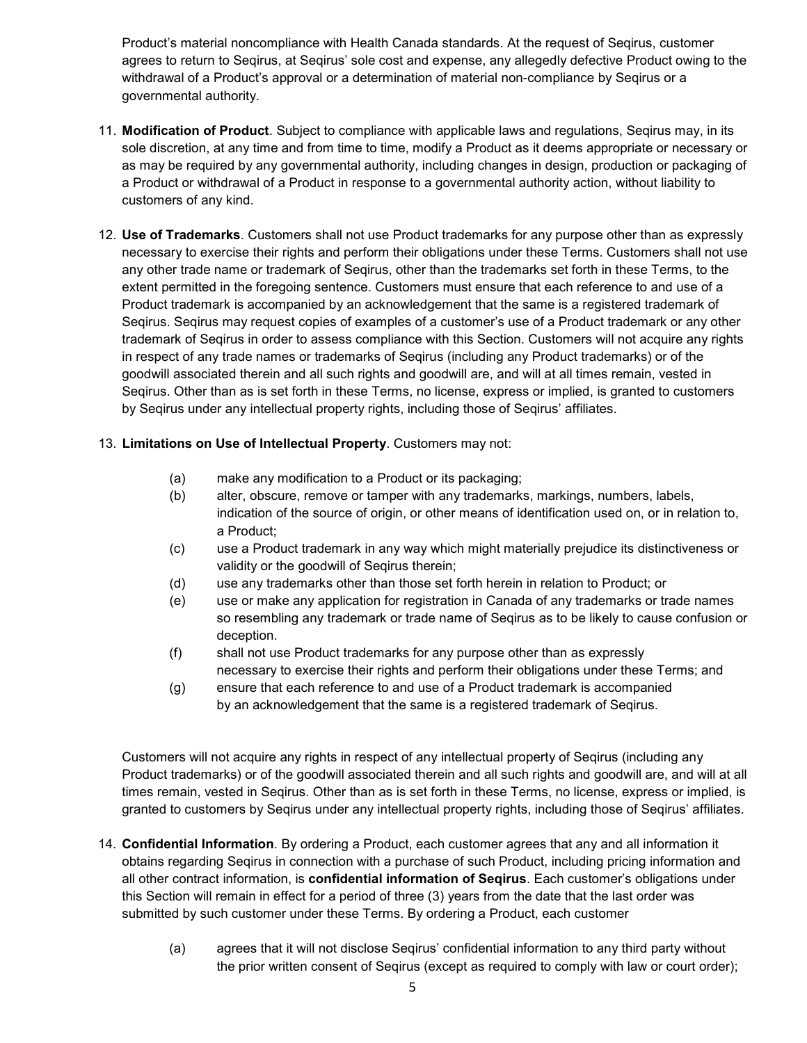Product's material noncompliance with Health Canada standards. At the request of Seqirus, customer agrees to return to Seqirus, at Seqirus' sole cost and expense, any allegedly defective Product owing to the withdrawal of a Product's approval or a determination of material non-compliance by Seqirus or a governmental authority.

11. **Modification of Product**. Subject to compliance with applicable laws and regulations, Seqirus may, in its sole discretion, at any time and from time to time, modify a Product as it deems appropriate or necessary or as may be required by any governmental authority, including changes in design, production or packaging of a Product or withdrawal of a Product in response to a governmental authority action, without liability to customers of any kind.

12. **Use of Trademarks**. Customers shall not use Product trademarks for any purpose other than as expressly necessary to exercise their rights and perform their obligations under these Terms. Customers shall not use any other trade name or trademark of Seqirus, other than the trademarks set forth in these Terms, to the extent permitted in the foregoing sentence. Customers must ensure that each reference to and use of a Product trademark is accompanied by an acknowledgement that the same is a registered trademark of Seqirus. Seqirus may request copies of examples of a customer's use of a Product trademark or any other trademark of Seqirus in order to assess compliance with this Section. Customers will not acquire any rights in respect of any trade names or trademarks of Seqirus (including any Product trademarks) or of the goodwill associated therein and all such rights and goodwill are, and will at all times remain, vested in Seqirus. Other than as is set forth in these Terms, no license, express or implied, is granted to customers by Seqirus under any intellectual property rights, including those of Seqirus' affiliates.

13. **Limitations on Use of Intellectual Property**. Customers may not:

    (a) make any modification to a Product or its packaging;

    (b) alter, obscure, remove or tamper with any trademarks, markings, numbers, labels, indication of the source of origin, or other means of identification used on, or in relation to, a Product;

    (c) use a Product trademark in any way which might materially prejudice its distinctiveness or validity or the goodwill of Seqirus therein;

    (d) use any trademarks other than those set forth herein in relation to Product; or

    (e) use or make any application for registration in Canada of any trademarks or trade names so resembling any trademark or trade name of Seqirus as to be likely to cause confusion or deception.

    (f) shall not use Product trademarks for any purpose other than as expressly necessary to exercise their rights and perform their obligations under these Terms; and

    (g) ensure that each reference to and use of a Product trademark is accompanied by an acknowledgement that the same is a registered trademark of Seqirus.

    Customers will not acquire any rights in respect of any intellectual property of Seqirus (including any Product trademarks) or of the goodwill associated therein and all such rights and goodwill are, and will at all times remain, vested in Seqirus. Other than as is set forth in these Terms, no license, express or implied, is granted to customers by Seqirus under any intellectual property rights, including those of Seqirus' affiliates.

14. **Confidential Information**. By ordering a Product, each customer agrees that any and all information it obtains regarding Seqirus in connection with a purchase of such Product, including pricing information and all other contract information, is **confidential information of Seqirus**. Each customer's obligations under this Section will remain in effect for a period of three (3) years from the date that the last order was submitted by such customer under these Terms. By ordering a Product, each customer

    (a) agrees that it will not disclose Seqirus' confidential information to any third party without the prior written consent of Seqirus (except as required to comply with law or court order);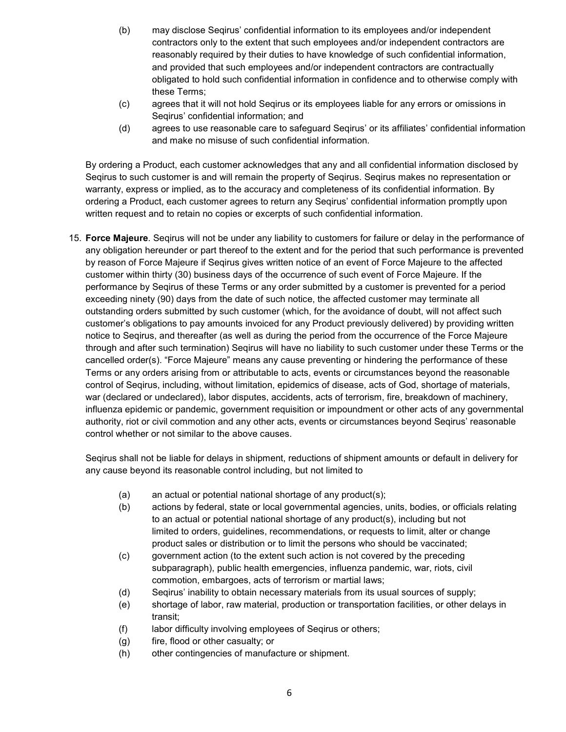(b) may disclose Seqirus' confidential information to its employees and/or independent contractors only to the extent that such employees and/or independent contractors are reasonably required by their duties to have knowledge of such confidential information, and provided that such employees and/or independent contractors are contractually obligated to hold such confidential information in confidence and to otherwise comply with these Terms;

(c) agrees that it will not hold Seqirus or its employees liable for any errors or omissions in Seqirus' confidential information; and

(d) agrees to use reasonable care to safeguard Seqirus' or its affiliates' confidential information and make no misuse of such confidential information.

By ordering a Product, each customer acknowledges that any and all confidential information disclosed by Seqirus to such customer is and will remain the property of Seqirus. Seqirus makes no representation or warranty, express or implied, as to the accuracy and completeness of its confidential information. By ordering a Product, each customer agrees to return any Seqirus' confidential information promptly upon written request and to retain no copies or excerpts of such confidential information.

15. **Force Majeure**. Seqirus will not be under any liability to customers for failure or delay in the performance of any obligation hereunder or part thereof to the extent and for the period that such performance is prevented by reason of Force Majeure if Seqirus gives written notice of an event of Force Majeure to the affected customer within thirty (30) business days of the occurrence of such event of Force Majeure. If the performance by Seqirus of these Terms or any order submitted by a customer is prevented for a period exceeding ninety (90) days from the date of such notice, the affected customer may terminate all outstanding orders submitted by such customer (which, for the avoidance of doubt, will not affect such customer's obligations to pay amounts invoiced for any Product previously delivered) by providing written notice to Seqirus, and thereafter (as well as during the period from the occurrence of the Force Majeure through and after such termination) Seqirus will have no liability to such customer under these Terms or the cancelled order(s). "Force Majeure" means any cause preventing or hindering the performance of these Terms or any orders arising from or attributable to acts, events or circumstances beyond the reasonable control of Seqirus, including, without limitation, epidemics of disease, acts of God, shortage of materials, war (declared or undeclared), labor disputes, accidents, acts of terrorism, fire, breakdown of machinery, influenza epidemic or pandemic, government requisition or impoundment or other acts of any governmental authority, riot or civil commotion and any other acts, events or circumstances beyond Seqirus' reasonable control whether or not similar to the above causes.

Seqirus shall not be liable for delays in shipment, reductions of shipment amounts or default in delivery for any cause beyond its reasonable control including, but not limited to

(a) an actual or potential national shortage of any product(s);

(b) actions by federal, state or local governmental agencies, units, bodies, or officials relating to an actual or potential national shortage of any product(s), including but not limited to orders, guidelines, recommendations, or requests to limit, alter or change product sales or distribution or to limit the persons who should be vaccinated;

(c) government action (to the extent such action is not covered by the preceding subparagraph), public health emergencies, influenza pandemic, war, riots, civil commotion, embargoes, acts of terrorism or martial laws;

(d) Seqirus' inability to obtain necessary materials from its usual sources of supply;

(e) shortage of labor, raw material, production or transportation facilities, or other delays in transit;

(f) labor difficulty involving employees of Seqirus or others;

(g) fire, flood or other casualty; or

(h) other contingencies of manufacture or shipment.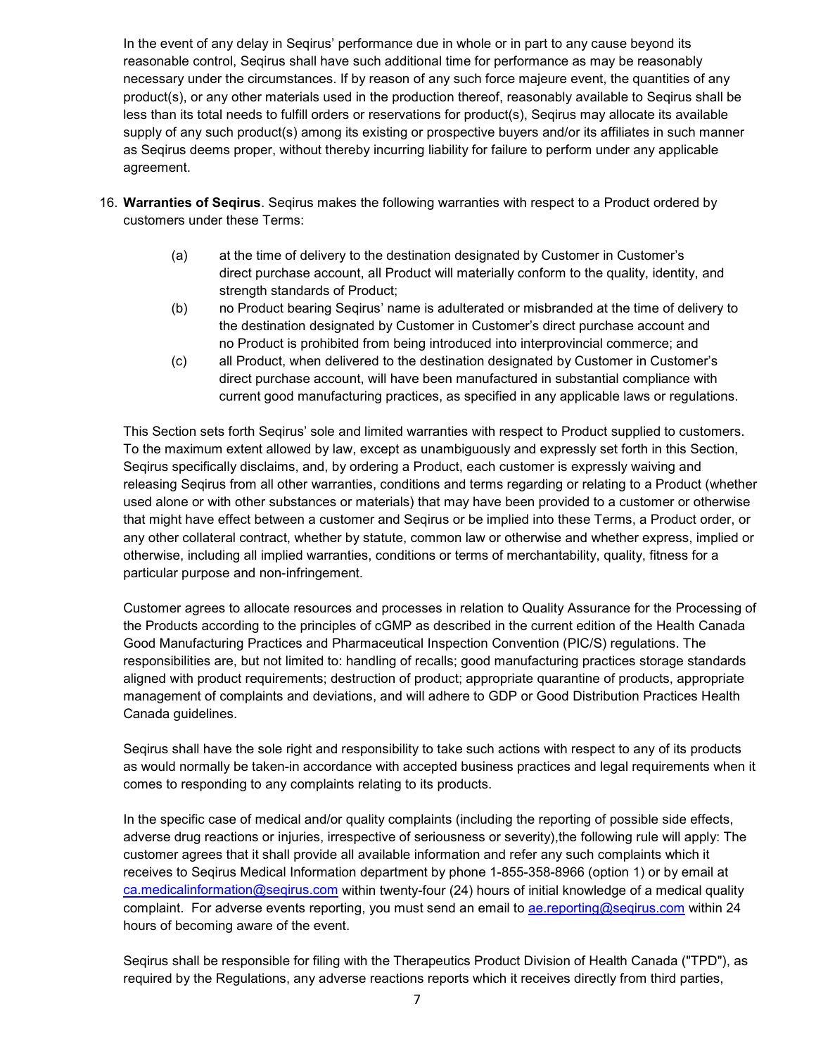In the event of any delay in Seqirus' performance due in whole or in part to any cause beyond its reasonable control, Seqirus shall have such additional time for performance as may be reasonably necessary under the circumstances. If by reason of any such force majeure event, the quantities of any product(s), or any other materials used in the production thereof, reasonably available to Seqirus shall be less than its total needs to fulfill orders or reservations for product(s), Seqirus may allocate its available supply of any such product(s) among its existing or prospective buyers and/or its affiliates in such manner as Seqirus deems proper, without thereby incurring liability for failure to perform under any applicable agreement.

16. **Warranties of Seqirus**. Seqirus makes the following warranties with respect to a Product ordered by customers under these Terms:

    (a) at the time of delivery to the destination designated by Customer in Customer's direct purchase account, all Product will materially conform to the quality, identity, and strength standards of Product;

    (b) no Product bearing Seqirus' name is adulterated or misbranded at the time of delivery to the destination designated by Customer in Customer's direct purchase account and no Product is prohibited from being introduced into interprovincial commerce; and

    (c) all Product, when delivered to the destination designated by Customer in Customer's direct purchase account, will have been manufactured in substantial compliance with current good manufacturing practices, as specified in any applicable laws or regulations.

This Section sets forth Seqirus' sole and limited warranties with respect to Product supplied to customers. To the maximum extent allowed by law, except as unambiguously and expressly set forth in this Section, Seqirus specifically disclaims, and, by ordering a Product, each customer is expressly waiving and releasing Seqirus from all other warranties, conditions and terms regarding or relating to a Product (whether used alone or with other substances or materials) that may have been provided to a customer or otherwise that might have effect between a customer and Seqirus or be implied into these Terms, a Product order, or any other collateral contract, whether by statute, common law or otherwise and whether express, implied or otherwise, including all implied warranties, conditions or terms of merchantability, quality, fitness for a particular purpose and non-infringement.

Customer agrees to allocate resources and processes in relation to Quality Assurance for the Processing of the Products according to the principles of cGMP as described in the current edition of the Health Canada Good Manufacturing Practices and Pharmaceutical Inspection Convention (PIC/S) regulations. The responsibilities are, but not limited to: handling of recalls; good manufacturing practices storage standards aligned with product requirements; destruction of product; appropriate quarantine of products, appropriate management of complaints and deviations, and will adhere to GDP or Good Distribution Practices Health Canada guidelines.

Seqirus shall have the sole right and responsibility to take such actions with respect to any of its products as would normally be taken-in accordance with accepted business practices and legal requirements when it comes to responding to any complaints relating to its products.

In the specific case of medical and/or quality complaints (including the reporting of possible side effects, adverse drug reactions or injuries, irrespective of seriousness or severity),the following rule will apply: The customer agrees that it shall provide all available information and refer any such complaints which it receives to Seqirus Medical Information department by phone 1-855-358-8966 (option 1) or by email at ca.medicalinformation@seqirus.com within twenty-four (24) hours of initial knowledge of a medical quality complaint. For adverse events reporting, you must send an email to ae.reporting@seqirus.com within 24 hours of becoming aware of the event.

Seqirus shall be responsible for filing with the Therapeutics Product Division of Health Canada ("TPD"), as required by the Regulations, any adverse reactions reports which it receives directly from third parties,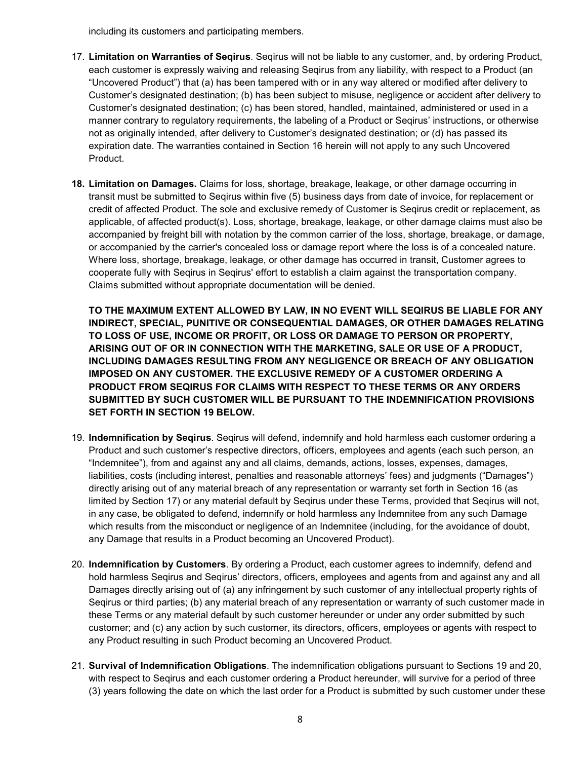including its customers and participating members.

17. **Limitation on Warranties of Seqirus**. Seqirus will not be liable to any customer, and, by ordering Product, each customer is expressly waiving and releasing Seqirus from any liability, with respect to a Product (an "Uncovered Product") that (a) has been tampered with or in any way altered or modified after delivery to Customer's designated destination; (b) has been subject to misuse, negligence or accident after delivery to Customer's designated destination; (c) has been stored, handled, maintained, administered or used in a manner contrary to regulatory requirements, the labeling of a Product or Seqirus' instructions, or otherwise not as originally intended, after delivery to Customer's designated destination; or (d) has passed its expiration date. The warranties contained in Section 16 herein will not apply to any such Uncovered Product.

18. **Limitation on Damages.** Claims for loss, shortage, breakage, leakage, or other damage occurring in transit must be submitted to Seqirus within five (5) business days from date of invoice, for replacement or credit of affected Product. The sole and exclusive remedy of Customer is Seqirus credit or replacement, as applicable, of affected product(s). Loss, shortage, breakage, leakage, or other damage claims must also be accompanied by freight bill with notation by the common carrier of the loss, shortage, breakage, or damage, or accompanied by the carrier's concealed loss or damage report where the loss is of a concealed nature. Where loss, shortage, breakage, leakage, or other damage has occurred in transit, Customer agrees to cooperate fully with Seqirus in Seqirus' effort to establish a claim against the transportation company. Claims submitted without appropriate documentation will be denied.

    **TO THE MAXIMUM EXTENT ALLOWED BY LAW, IN NO EVENT WILL SEQIRUS BE LIABLE FOR ANY INDIRECT, SPECIAL, PUNITIVE OR CONSEQUENTIAL DAMAGES, OR OTHER DAMAGES RELATING TO LOSS OF USE, INCOME OR PROFIT, OR LOSS OR DAMAGE TO PERSON OR PROPERTY, ARISING OUT OF OR IN CONNECTION WITH THE MARKETING, SALE OR USE OF A PRODUCT, INCLUDING DAMAGES RESULTING FROM ANY NEGLIGENCE OR BREACH OF ANY OBLIGATION IMPOSED ON ANY CUSTOMER. THE EXCLUSIVE REMEDY OF A CUSTOMER ORDERING A PRODUCT FROM SEQIRUS FOR CLAIMS WITH RESPECT TO THESE TERMS OR ANY ORDERS SUBMITTED BY SUCH CUSTOMER WILL BE PURSUANT TO THE INDEMNIFICATION PROVISIONS SET FORTH IN SECTION 19 BELOW.**

19. **Indemnification by Seqirus**. Seqirus will defend, indemnify and hold harmless each customer ordering a Product and such customer's respective directors, officers, employees and agents (each such person, an "Indemnitee"), from and against any and all claims, demands, actions, losses, expenses, damages, liabilities, costs (including interest, penalties and reasonable attorneys' fees) and judgments ("Damages") directly arising out of any material breach of any representation or warranty set forth in Section 16 (as limited by Section 17) or any material default by Seqirus under these Terms, provided that Seqirus will not, in any case, be obligated to defend, indemnify or hold harmless any Indemnitee from any such Damage which results from the misconduct or negligence of an Indemnitee (including, for the avoidance of doubt, any Damage that results in a Product becoming an Uncovered Product).

20. **Indemnification by Customers**. By ordering a Product, each customer agrees to indemnify, defend and hold harmless Seqirus and Seqirus' directors, officers, employees and agents from and against any and all Damages directly arising out of (a) any infringement by such customer of any intellectual property rights of Seqirus or third parties; (b) any material breach of any representation or warranty of such customer made in these Terms or any material default by such customer hereunder or under any order submitted by such customer; and (c) any action by such customer, its directors, officers, employees or agents with respect to any Product resulting in such Product becoming an Uncovered Product.

21. **Survival of Indemnification Obligations**. The indemnification obligations pursuant to Sections 19 and 20, with respect to Seqirus and each customer ordering a Product hereunder, will survive for a period of three (3) years following the date on which the last order for a Product is submitted by such customer under these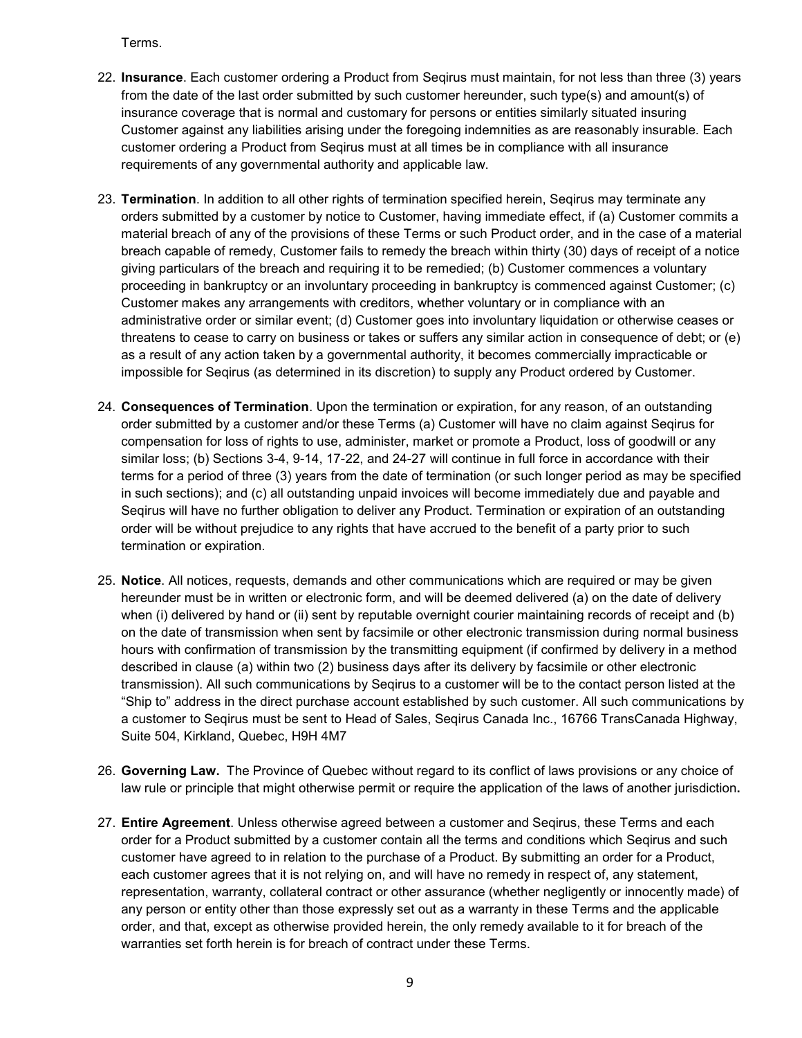Terms.

22. **Insurance**. Each customer ordering a Product from Seqirus must maintain, for not less than three (3) years from the date of the last order submitted by such customer hereunder, such type(s) and amount(s) of insurance coverage that is normal and customary for persons or entities similarly situated insuring Customer against any liabilities arising under the foregoing indemnities as are reasonably insurable. Each customer ordering a Product from Seqirus must at all times be in compliance with all insurance requirements of any governmental authority and applicable law.

23. **Termination**. In addition to all other rights of termination specified herein, Seqirus may terminate any orders submitted by a customer by notice to Customer, having immediate effect, if (a) Customer commits a material breach of any of the provisions of these Terms or such Product order, and in the case of a material breach capable of remedy, Customer fails to remedy the breach within thirty (30) days of receipt of a notice giving particulars of the breach and requiring it to be remedied; (b) Customer commences a voluntary proceeding in bankruptcy or an involuntary proceeding in bankruptcy is commenced against Customer; (c) Customer makes any arrangements with creditors, whether voluntary or in compliance with an administrative order or similar event; (d) Customer goes into involuntary liquidation or otherwise ceases or threatens to cease to carry on business or takes or suffers any similar action in consequence of debt; or (e) as a result of any action taken by a governmental authority, it becomes commercially impracticable or impossible for Seqirus (as determined in its discretion) to supply any Product ordered by Customer.

24. **Consequences of Termination**. Upon the termination or expiration, for any reason, of an outstanding order submitted by a customer and/or these Terms (a) Customer will have no claim against Seqirus for compensation for loss of rights to use, administer, market or promote a Product, loss of goodwill or any similar loss; (b) Sections 3-4, 9-14, 17-22, and 24-27 will continue in full force in accordance with their terms for a period of three (3) years from the date of termination (or such longer period as may be specified in such sections); and (c) all outstanding unpaid invoices will become immediately due and payable and Seqirus will have no further obligation to deliver any Product. Termination or expiration of an outstanding order will be without prejudice to any rights that have accrued to the benefit of a party prior to such termination or expiration.

25. **Notice**. All notices, requests, demands and other communications which are required or may be given hereunder must be in written or electronic form, and will be deemed delivered (a) on the date of delivery when (i) delivered by hand or (ii) sent by reputable overnight courier maintaining records of receipt and (b) on the date of transmission when sent by facsimile or other electronic transmission during normal business hours with confirmation of transmission by the transmitting equipment (if confirmed by delivery in a method described in clause (a) within two (2) business days after its delivery by facsimile or other electronic transmission). All such communications by Seqirus to a customer will be to the contact person listed at the "Ship to" address in the direct purchase account established by such customer. All such communications by a customer to Seqirus must be sent to Head of Sales, Seqirus Canada Inc., 16766 TransCanada Highway, Suite 504, Kirkland, Quebec, H9H 4M7

26. **Governing Law.** The Province of Quebec without regard to its conflict of laws provisions or any choice of law rule or principle that might otherwise permit or require the application of the laws of another jurisdiction**.**

27. **Entire Agreement**. Unless otherwise agreed between a customer and Seqirus, these Terms and each order for a Product submitted by a customer contain all the terms and conditions which Seqirus and such customer have agreed to in relation to the purchase of a Product. By submitting an order for a Product, each customer agrees that it is not relying on, and will have no remedy in respect of, any statement, representation, warranty, collateral contract or other assurance (whether negligently or innocently made) of any person or entity other than those expressly set out as a warranty in these Terms and the applicable order, and that, except as otherwise provided herein, the only remedy available to it for breach of the warranties set forth herein is for breach of contract under these Terms.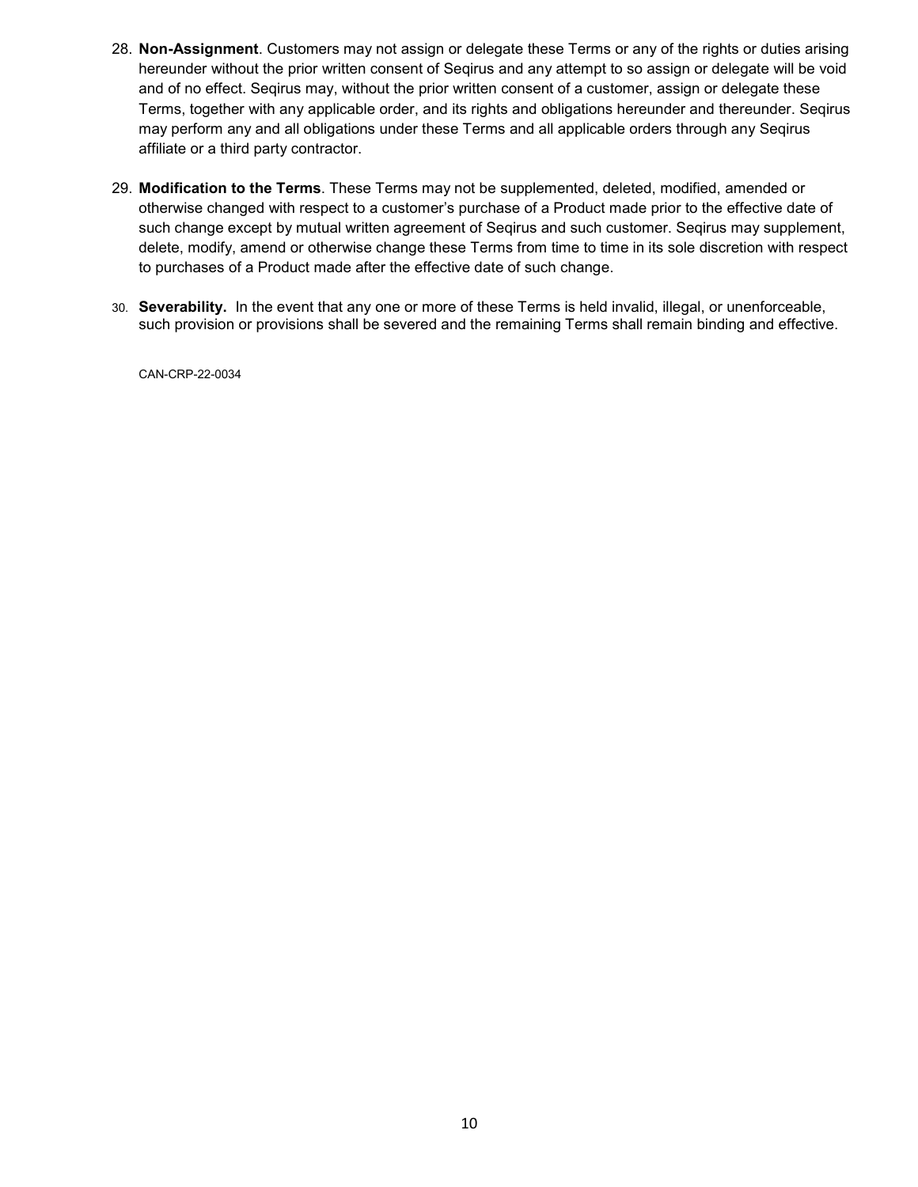28. **Non-Assignment**. Customers may not assign or delegate these Terms or any of the rights or duties arising hereunder without the prior written consent of Seqirus and any attempt to so assign or delegate will be void and of no effect. Seqirus may, without the prior written consent of a customer, assign or delegate these Terms, together with any applicable order, and its rights and obligations hereunder and thereunder. Seqirus may perform any and all obligations under these Terms and all applicable orders through any Seqirus affiliate or a third party contractor.

29. **Modification to the Terms**. These Terms may not be supplemented, deleted, modified, amended or otherwise changed with respect to a customer's purchase of a Product made prior to the effective date of such change except by mutual written agreement of Seqirus and such customer. Seqirus may supplement, delete, modify, amend or otherwise change these Terms from time to time in its sole discretion with respect to purchases of a Product made after the effective date of such change.

30. **Severability.** In the event that any one or more of these Terms is held invalid, illegal, or unenforceable, such provision or provisions shall be severed and the remaining Terms shall remain binding and effective.

CAN-CRP-22-0034